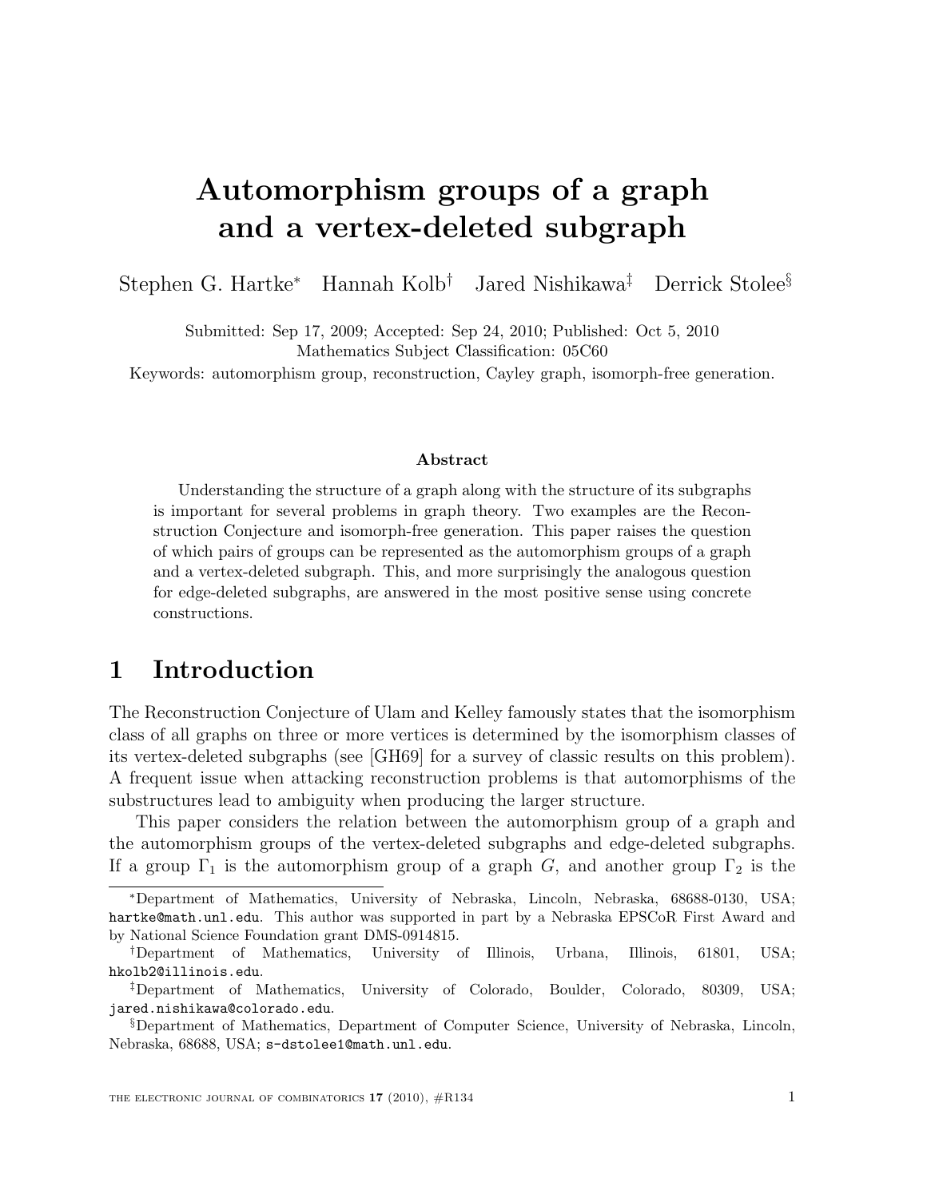# Automorphism groups of a graph and a vertex-deleted subgraph

Stephen G. Hartke[*] Hannah Kolb[†] Jared Nishikawa[‡] Derrick Stolee[§]

Submitted: Sep 17, 2009; Accepted: Sep 24, 2010; Published: Oct 5, 2010
Mathematics Subject Classification: 05C60
Keywords: automorphism group, reconstruction, Cayley graph, isomorph-free generation.

**Abstract**

Understanding the structure of a graph along with the structure of its subgraphs is important for several problems in graph theory. Two examples are the Reconstruction Conjecture and isomorph-free generation. This paper raises the question of which pairs of groups can be represented as the automorphism groups of a graph and a vertex-deleted subgraph. This, and more surprisingly the analogous question for edge-deleted subgraphs, are answered in the most positive sense using concrete constructions.

## 1 Introduction

The Reconstruction Conjecture of Ulam and Kelley famously states that the isomorphism class of all graphs on three or more vertices is determined by the isomorphism classes of its vertex-deleted subgraphs (see [GH69] for a survey of classic results on this problem). A frequent issue when attacking reconstruction problems is that automorphisms of the substructures lead to ambiguity when producing the larger structure.

This paper considers the relation between the automorphism group of a graph and the automorphism groups of the vertex-deleted subgraphs and edge-deleted subgraphs. If a group $\Gamma_1$ is the automorphism group of a graph $G$, and another group $\Gamma_2$ is the

---

[*] Department of Mathematics, University of Nebraska, Lincoln, Nebraska, 68688-0130, USA; hartke@math.unl.edu. This author was supported in part by a Nebraska EPSCoR First Award and by National Science Foundation grant DMS-0914815.

[†] Department of Mathematics, University of Illinois, Urbana, Illinois, 61801, USA; hkolb2@illinois.edu.

[‡] Department of Mathematics, University of Colorado, Boulder, Colorado, 80309, USA; jared.nishikawa@colorado.edu.

[§] Department of Mathematics, Department of Computer Science, University of Nebraska, Lincoln, Nebraska, 68688, USA; s-dstolee1@math.unl.edu.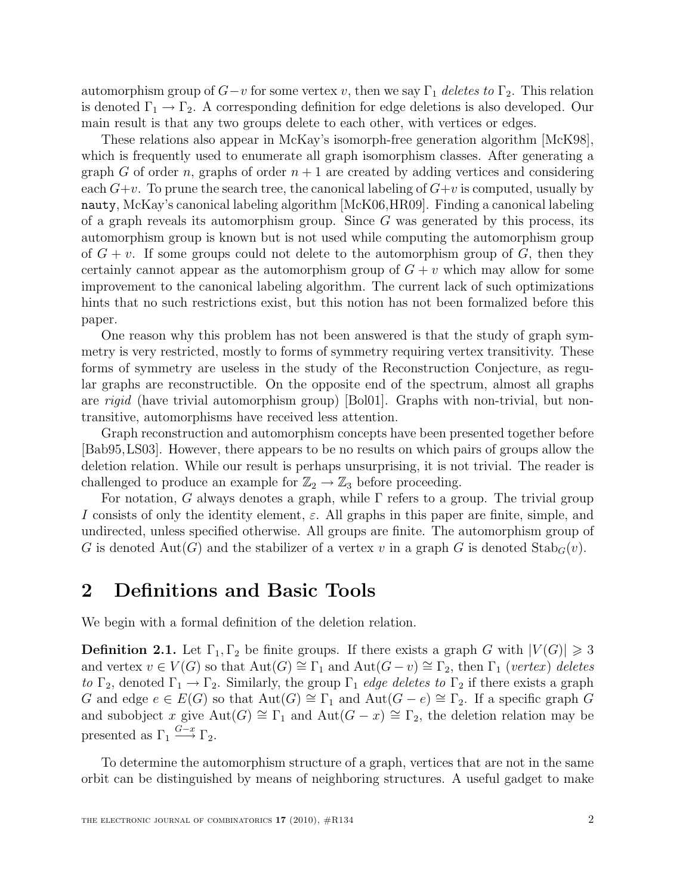automorphism group of $G-v$ for some vertex $v$, then we say $\Gamma_1$ *deletes to* $\Gamma_2$. This relation is denoted $\Gamma_1 \to \Gamma_2$. A corresponding definition for edge deletions is also developed. Our main result is that any two groups delete to each other, with vertices or edges.

These relations also appear in McKay's isomorph-free generation algorithm [McK98], which is frequently used to enumerate all graph isomorphism classes. After generating a graph $G$ of order $n$, graphs of order $n+1$ are created by adding vertices and considering each $G+v$. To prune the search tree, the canonical labeling of $G+v$ is computed, usually by `nauty`, McKay's canonical labeling algorithm [McK06,HR09]. Finding a canonical labeling of a graph reveals its automorphism group. Since $G$ was generated by this process, its automorphism group is known but is not used while computing the automorphism group of $G+v$. If some groups could not delete to the automorphism group of $G$, then they certainly cannot appear as the automorphism group of $G+v$ which may allow for some improvement to the canonical labeling algorithm. The current lack of such optimizations hints that no such restrictions exist, but this notion has not been formalized before this paper.

One reason why this problem has not been answered is that the study of graph symmetry is very restricted, mostly to forms of symmetry requiring vertex transitivity. These forms of symmetry are useless in the study of the Reconstruction Conjecture, as regular graphs are reconstructible. On the opposite end of the spectrum, almost all graphs are *rigid* (have trivial automorphism group) [Bol01]. Graphs with non-trivial, but non-transitive, automorphisms have received less attention.

Graph reconstruction and automorphism concepts have been presented together before [Bab95,LS03]. However, there appears to be no results on which pairs of groups allow the deletion relation. While our result is perhaps unsurprising, it is not trivial. The reader is challenged to produce an example for $\mathbb{Z}_2 \to \mathbb{Z}_3$ before proceeding.

For notation, $G$ always denotes a graph, while $\Gamma$ refers to a group. The trivial group $I$ consists of only the identity element, $\varepsilon$. All graphs in this paper are finite, simple, and undirected, unless specified otherwise. All groups are finite. The automorphism group of $G$ is denoted $\text{Aut}(G)$ and the stabilizer of a vertex $v$ in a graph $G$ is denoted $\text{Stab}_G(v)$.

## 2 Definitions and Basic Tools

We begin with a formal definition of the deletion relation.

**Definition 2.1.** Let $\Gamma_1, \Gamma_2$ be finite groups. If there exists a graph $G$ with $|V(G)| \geqslant 3$ and vertex $v \in V(G)$ so that $\text{Aut}(G) \cong \Gamma_1$ and $\text{Aut}(G-v) \cong \Gamma_2$, then $\Gamma_1$ (*vertex*) *deletes to* $\Gamma_2$, denoted $\Gamma_1 \to \Gamma_2$. Similarly, the group $\Gamma_1$ *edge deletes to* $\Gamma_2$ if there exists a graph $G$ and edge $e \in E(G)$ so that $\text{Aut}(G) \cong \Gamma_1$ and $\text{Aut}(G-e) \cong \Gamma_2$. If a specific graph $G$ and subobject $x$ give $\text{Aut}(G) \cong \Gamma_1$ and $\text{Aut}(G-x) \cong \Gamma_2$, the deletion relation may be presented as $\Gamma_1 \xrightarrow{G-x} \Gamma_2$.

To determine the automorphism structure of a graph, vertices that are not in the same orbit can be distinguished by means of neighboring structures. A useful gadget to make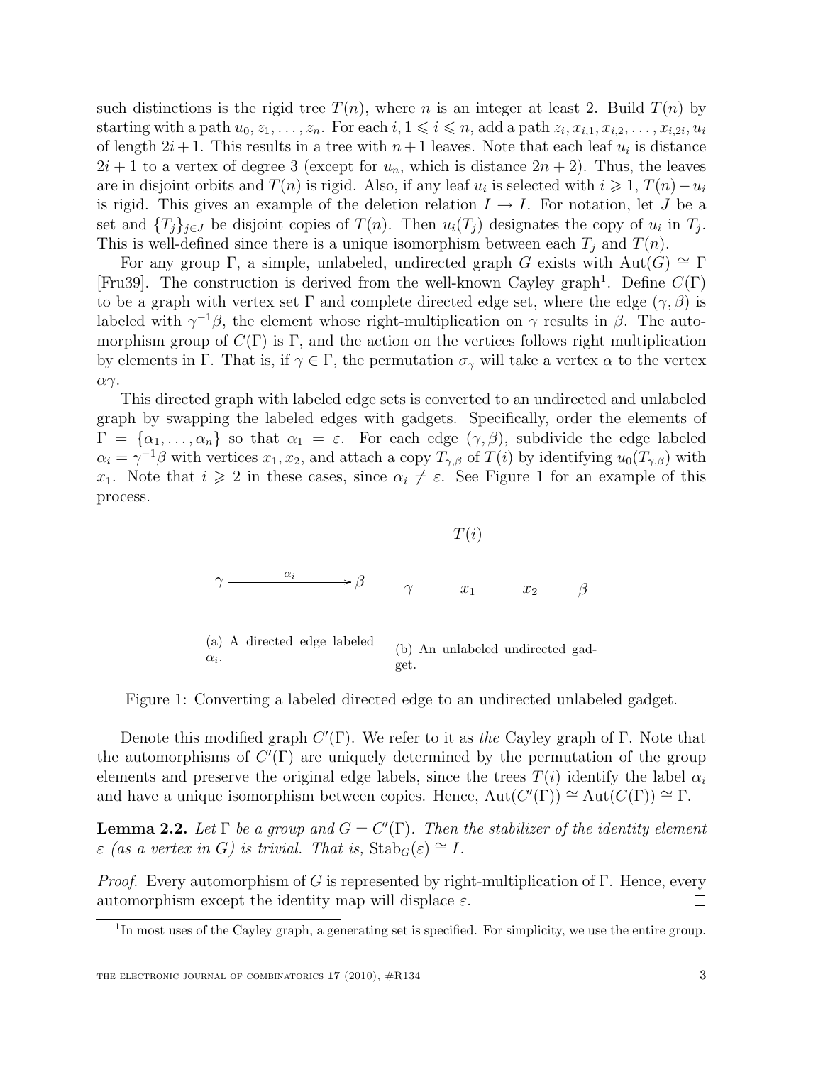such distinctions is the rigid tree $T(n)$, where $n$ is an integer at least 2. Build $T(n)$ by starting with a path $u_0, z_1, \ldots, z_n$. For each $i$, $1 \leqslant i \leqslant n$, add a path $z_i, x_{i,1}, x_{i,2}, \ldots, x_{i,2i}, u_i$ of length $2i+1$. This results in a tree with $n+1$ leaves. Note that each leaf $u_i$ is distance $2i+1$ to a vertex of degree 3 (except for $u_n$, which is distance $2n+2$). Thus, the leaves are in disjoint orbits and $T(n)$ is rigid. Also, if any leaf $u_i$ is selected with $i \geqslant 1$, $T(n) - u_i$ is rigid. This gives an example of the deletion relation $I \to I$. For notation, let $J$ be a set and $\{T_j\}_{j \in J}$ be disjoint copies of $T(n)$. Then $u_i(T_j)$ designates the copy of $u_i$ in $T_j$. This is well-defined since there is a unique isomorphism between each $T_j$ and $T(n)$.

For any group $\Gamma$, a simple, unlabeled, undirected graph $G$ exists with $\mathrm{Aut}(G) \cong \Gamma$ [Fru39]. The construction is derived from the well-known Cayley graph[1]. Define $C(\Gamma)$ to be a graph with vertex set $\Gamma$ and complete directed edge set, where the edge $(\gamma, \beta)$ is labeled with $\gamma^{-1}\beta$, the element whose right-multiplication on $\gamma$ results in $\beta$. The automorphism group of $C(\Gamma)$ is $\Gamma$, and the action on the vertices follows right multiplication by elements in $\Gamma$. That is, if $\gamma \in \Gamma$, the permutation $\sigma_\gamma$ will take a vertex $\alpha$ to the vertex $\alpha\gamma$.

This directed graph with labeled edge sets is converted to an undirected and unlabeled graph by swapping the labeled edges with gadgets. Specifically, order the elements of $\Gamma = \{\alpha_1, \ldots, \alpha_n\}$ so that $\alpha_1 = \varepsilon$. For each edge $(\gamma, \beta)$, subdivide the edge labeled $\alpha_i = \gamma^{-1}\beta$ with vertices $x_1, x_2$, and attach a copy $T_{\gamma,\beta}$ of $T(i)$ by identifying $u_0(T_{\gamma,\beta})$ with $x_1$. Note that $i \geqslant 2$ in these cases, since $\alpha_i \neq \varepsilon$. See Figure 1 for an example of this process.

(a) A directed edge labeled $\alpha_i$.

(b) An unlabeled undirected gadget.

Figure 1: Converting a labeled directed edge to an undirected unlabeled gadget.

Denote this modified graph $C'(\Gamma)$. We refer to it as *the* Cayley graph of $\Gamma$. Note that the automorphisms of $C'(\Gamma)$ are uniquely determined by the permutation of the group elements and preserve the original edge labels, since the trees $T(i)$ identify the label $\alpha_i$ and have a unique isomorphism between copies. Hence, $\mathrm{Aut}(C'(\Gamma)) \cong \mathrm{Aut}(C(\Gamma)) \cong \Gamma$.

**Lemma 2.2.** *Let $\Gamma$ be a group and $G = C'(\Gamma)$. Then the stabilizer of the identity element $\varepsilon$ (as a vertex in $G$) is trivial. That is,* $\mathrm{Stab}_G(\varepsilon) \cong I$.

*Proof.* Every automorphism of $G$ is represented by right-multiplication of $\Gamma$. Hence, every automorphism except the identity map will displace $\varepsilon$. $\square$

[1] In most uses of the Cayley graph, a generating set is specified. For simplicity, we use the entire group.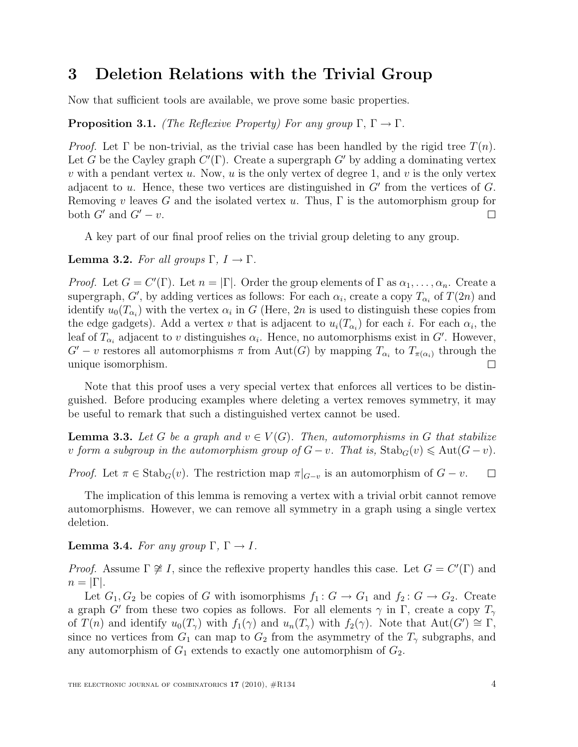## 3 Deletion Relations with the Trivial Group

Now that sufficient tools are available, we prove some basic properties.

**Proposition 3.1.** *(The Reflexive Property) For any group $\Gamma$, $\Gamma \to \Gamma$.*

*Proof.* Let $\Gamma$ be non-trivial, as the trivial case has been handled by the rigid tree $T(n)$. Let $G$ be the Cayley graph $C'(\Gamma)$. Create a supergraph $G'$ by adding a dominating vertex $v$ with a pendant vertex $u$. Now, $u$ is the only vertex of degree 1, and $v$ is the only vertex adjacent to $u$. Hence, these two vertices are distinguished in $G'$ from the vertices of $G$. Removing $v$ leaves $G$ and the isolated vertex $u$. Thus, $\Gamma$ is the automorphism group for both $G'$ and $G' - v$. □

A key part of our final proof relies on the trivial group deleting to any group.

**Lemma 3.2.** *For all groups $\Gamma$, $I \to \Gamma$.*

*Proof.* Let $G = C'(\Gamma)$. Let $n = |\Gamma|$. Order the group elements of $\Gamma$ as $\alpha_1, \dots, \alpha_n$. Create a supergraph, $G'$, by adding vertices as follows: For each $\alpha_i$, create a copy $T_{\alpha_i}$ of $T(2n)$ and identify $u_0(T_{\alpha_i})$ with the vertex $\alpha_i$ in $G$ (Here, $2n$ is used to distinguish these copies from the edge gadgets). Add a vertex $v$ that is adjacent to $u_i(T_{\alpha_i})$ for each $i$. For each $\alpha_i$, the leaf of $T_{\alpha_i}$ adjacent to $v$ distinguishes $\alpha_i$. Hence, no automorphisms exist in $G'$. However, $G' - v$ restores all automorphisms $\pi$ from $\text{Aut}(G)$ by mapping $T_{\alpha_i}$ to $T_{\pi(\alpha_i)}$ through the unique isomorphism. □

Note that this proof uses a very special vertex that enforces all vertices to be distinguished. Before producing examples where deleting a vertex removes symmetry, it may be useful to remark that such a distinguished vertex cannot be used.

**Lemma 3.3.** *Let $G$ be a graph and $v \in V(G)$. Then, automorphisms in $G$ that stabilize $v$ form a subgroup in the automorphism group of $G - v$. That is, $\text{Stab}_G(v) \leqslant \text{Aut}(G - v)$.*

*Proof.* Let $\pi \in \text{Stab}_G(v)$. The restriction map $\pi|_{G-v}$ is an automorphism of $G - v$. □

The implication of this lemma is removing a vertex with a trivial orbit cannot remove automorphisms. However, we can remove all symmetry in a graph using a single vertex deletion.

**Lemma 3.4.** *For any group $\Gamma$, $\Gamma \to I$.*

*Proof.* Assume $\Gamma \not\cong I$, since the reflexive property handles this case. Let $G = C'(\Gamma)$ and $n = |\Gamma|$.

Let $G_1, G_2$ be copies of $G$ with isomorphisms $f_1 \colon G \to G_1$ and $f_2 \colon G \to G_2$. Create a graph $G'$ from these two copies as follows. For all elements $\gamma$ in $\Gamma$, create a copy $T_\gamma$ of $T(n)$ and identify $u_0(T_\gamma)$ with $f_1(\gamma)$ and $u_n(T_\gamma)$ with $f_2(\gamma)$. Note that $\text{Aut}(G') \cong \Gamma$, since no vertices from $G_1$ can map to $G_2$ from the asymmetry of the $T_\gamma$ subgraphs, and any automorphism of $G_1$ extends to exactly one automorphism of $G_2$.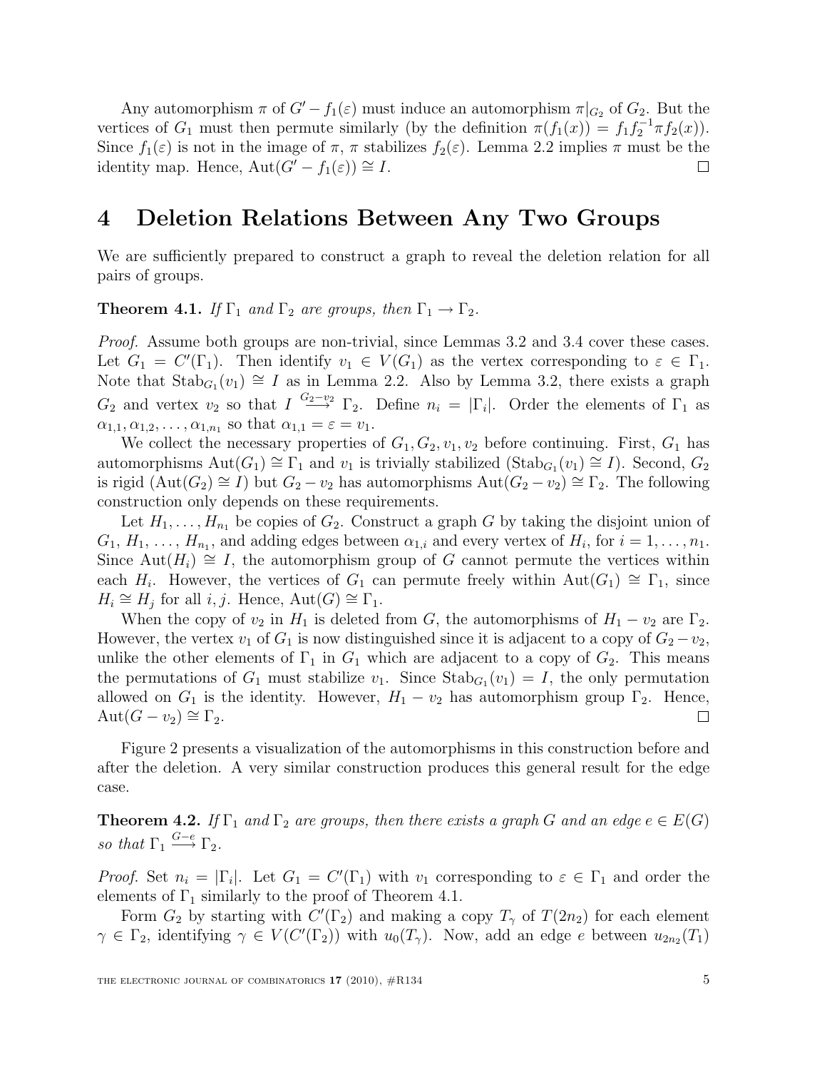Any automorphism $\pi$ of $G' - f_1(\varepsilon)$ must induce an automorphism $\pi|_{G_2}$ of $G_2$. But the vertices of $G_1$ must then permute similarly (by the definition $\pi(f_1(x)) = f_1 f_2^{-1} \pi f_2(x)$). Since $f_1(\varepsilon)$ is not in the image of $\pi$, $\pi$ stabilizes $f_2(\varepsilon)$. Lemma 2.2 implies $\pi$ must be the identity map. Hence, $\mathrm{Aut}(G' - f_1(\varepsilon)) \cong I$. □

# 4 Deletion Relations Between Any Two Groups

We are sufficiently prepared to construct a graph to reveal the deletion relation for all pairs of groups.

**Theorem 4.1.** *If $\Gamma_1$ and $\Gamma_2$ are groups, then $\Gamma_1 \to \Gamma_2$.*

*Proof.* Assume both groups are non-trivial, since Lemmas 3.2 and 3.4 cover these cases. Let $G_1 = C'(\Gamma_1)$. Then identify $v_1 \in V(G_1)$ as the vertex corresponding to $\varepsilon \in \Gamma_1$. Note that $\mathrm{Stab}_{G_1}(v_1) \cong I$ as in Lemma 2.2. Also by Lemma 3.2, there exists a graph $G_2$ and vertex $v_2$ so that $I \xrightarrow{G_2 - v_2} \Gamma_2$. Define $n_i = |\Gamma_i|$. Order the elements of $\Gamma_1$ as $\alpha_{1,1}, \alpha_{1,2}, \ldots, \alpha_{1,n_1}$ so that $\alpha_{1,1} = \varepsilon = v_1$.

We collect the necessary properties of $G_1, G_2, v_1, v_2$ before continuing. First, $G_1$ has automorphisms $\mathrm{Aut}(G_1) \cong \Gamma_1$ and $v_1$ is trivially stabilized ($\mathrm{Stab}_{G_1}(v_1) \cong I$). Second, $G_2$ is rigid ($\mathrm{Aut}(G_2) \cong I$) but $G_2 - v_2$ has automorphisms $\mathrm{Aut}(G_2 - v_2) \cong \Gamma_2$. The following construction only depends on these requirements.

Let $H_1, \ldots, H_{n_1}$ be copies of $G_2$. Construct a graph $G$ by taking the disjoint union of $G_1$, $H_1$, $\ldots$, $H_{n_1}$, and adding edges between $\alpha_{1,i}$ and every vertex of $H_i$, for $i = 1, \ldots, n_1$. Since $\mathrm{Aut}(H_i) \cong I$, the automorphism group of $G$ cannot permute the vertices within each $H_i$. However, the vertices of $G_1$ can permute freely within $\mathrm{Aut}(G_1) \cong \Gamma_1$, since $H_i \cong H_j$ for all $i, j$. Hence, $\mathrm{Aut}(G) \cong \Gamma_1$.

When the copy of $v_2$ in $H_1$ is deleted from $G$, the automorphisms of $H_1 - v_2$ are $\Gamma_2$. However, the vertex $v_1$ of $G_1$ is now distinguished since it is adjacent to a copy of $G_2 - v_2$, unlike the other elements of $\Gamma_1$ in $G_1$ which are adjacent to a copy of $G_2$. This means the permutations of $G_1$ must stabilize $v_1$. Since $\mathrm{Stab}_{G_1}(v_1) = I$, the only permutation allowed on $G_1$ is the identity. However, $H_1 - v_2$ has automorphism group $\Gamma_2$. Hence, $\mathrm{Aut}(G - v_2) \cong \Gamma_2$. □

Figure 2 presents a visualization of the automorphisms in this construction before and after the deletion. A very similar construction produces this general result for the edge case.

**Theorem 4.2.** *If $\Gamma_1$ and $\Gamma_2$ are groups, then there exists a graph $G$ and an edge $e \in E(G)$ so that $\Gamma_1 \xrightarrow{G-e} \Gamma_2$.*

*Proof.* Set $n_i = |\Gamma_i|$. Let $G_1 = C'(\Gamma_1)$ with $v_1$ corresponding to $\varepsilon \in \Gamma_1$ and order the elements of $\Gamma_1$ similarly to the proof of Theorem 4.1.

Form $G_2$ by starting with $C'(\Gamma_2)$ and making a copy $T_\gamma$ of $T(2n_2)$ for each element $\gamma \in \Gamma_2$, identifying $\gamma \in V(C'(\Gamma_2))$ with $u_0(T_\gamma)$. Now, add an edge $e$ between $u_{2n_2}(T_1)$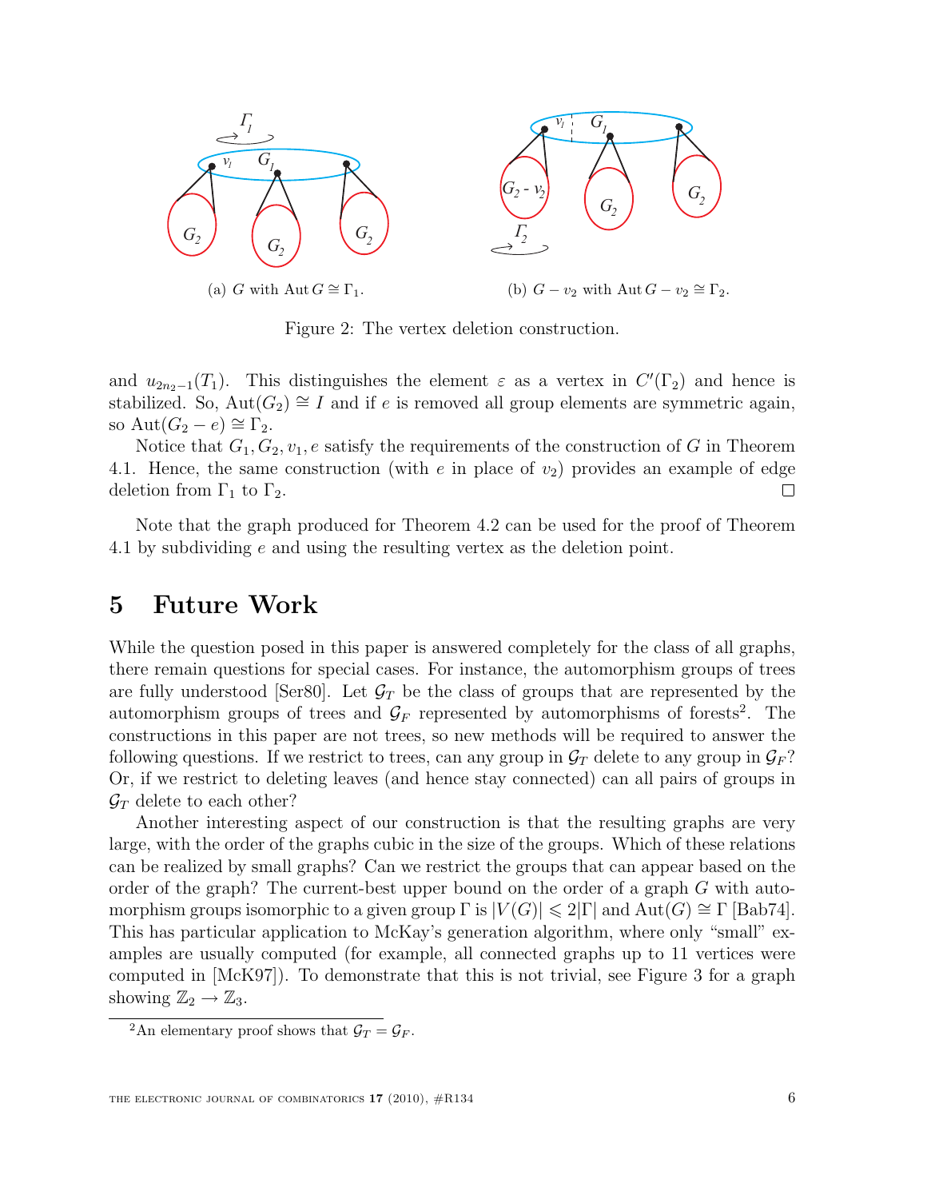(a) $G$ with $\operatorname{Aut} G \cong \Gamma_1$.

(b) $G - v_2$ with $\operatorname{Aut} G - v_2 \cong \Gamma_2$.

Figure 2: The vertex deletion construction.

and $u_{2n_2-1}(T_1)$. This distinguishes the element $\varepsilon$ as a vertex in $C'(\Gamma_2)$ and hence is stabilized. So, $\operatorname{Aut}(G_2) \cong I$ and if $e$ is removed all group elements are symmetric again, so $\operatorname{Aut}(G_2 - e) \cong \Gamma_2$.

Notice that $G_1, G_2, v_1, e$ satisfy the requirements of the construction of $G$ in Theorem 4.1. Hence, the same construction (with $e$ in place of $v_2$) provides an example of edge deletion from $\Gamma_1$ to $\Gamma_2$. □

Note that the graph produced for Theorem 4.2 can be used for the proof of Theorem 4.1 by subdividing $e$ and using the resulting vertex as the deletion point.

# 5 Future Work

While the question posed in this paper is answered completely for the class of all graphs, there remain questions for special cases. For instance, the automorphism groups of trees are fully understood [Ser80]. Let $\mathcal{G}_T$ be the class of groups that are represented by the automorphism groups of trees and $\mathcal{G}_F$ represented by automorphisms of forests[2]. The constructions in this paper are not trees, so new methods will be required to answer the following questions. If we restrict to trees, can any group in $\mathcal{G}_T$ delete to any group in $\mathcal{G}_F$? Or, if we restrict to deleting leaves (and hence stay connected) can all pairs of groups in $\mathcal{G}_T$ delete to each other?

Another interesting aspect of our construction is that the resulting graphs are very large, with the order of the graphs cubic in the size of the groups. Which of these relations can be realized by small graphs? Can we restrict the groups that can appear based on the order of the graph? The current-best upper bound on the order of a graph $G$ with automorphism groups isomorphic to a given group $\Gamma$ is $|V(G)| \leqslant 2|\Gamma|$ and $\operatorname{Aut}(G) \cong \Gamma$ [Bab74]. This has particular application to McKay's generation algorithm, where only "small" examples are usually computed (for example, all connected graphs up to 11 vertices were computed in [McK97]). To demonstrate that this is not trivial, see Figure 3 for a graph showing $\mathbb{Z}_2 \to \mathbb{Z}_3$.

[2]An elementary proof shows that $\mathcal{G}_T = \mathcal{G}_F$.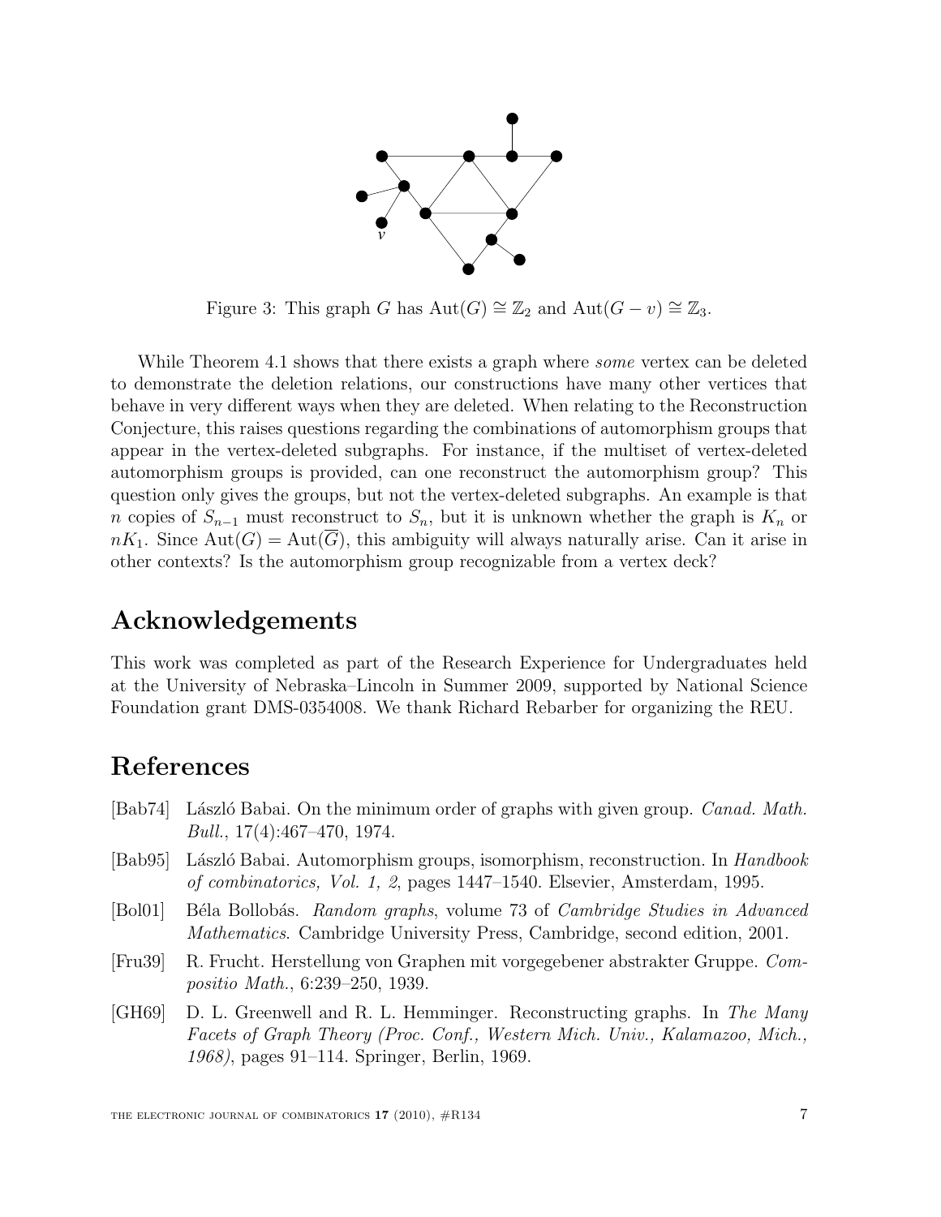Figure 3: This graph $G$ has $\mathrm{Aut}(G) \cong \mathbb{Z}_2$ and $\mathrm{Aut}(G - v) \cong \mathbb{Z}_3$.

While Theorem 4.1 shows that there exists a graph where *some* vertex can be deleted to demonstrate the deletion relations, our constructions have many other vertices that behave in very different ways when they are deleted. When relating to the Reconstruction Conjecture, this raises questions regarding the combinations of automorphism groups that appear in the vertex-deleted subgraphs. For instance, if the multiset of vertex-deleted automorphism groups is provided, can one reconstruct the automorphism group? This question only gives the groups, but not the vertex-deleted subgraphs. An example is that $n$ copies of $S_{n-1}$ must reconstruct to $S_n$, but it is unknown whether the graph is $K_n$ or $nK_1$. Since $\mathrm{Aut}(G) = \mathrm{Aut}(\overline{G})$, this ambiguity will always naturally arise. Can it arise in other contexts? Is the automorphism group recognizable from a vertex deck?

# Acknowledgements

This work was completed as part of the Research Experience for Undergraduates held at the University of Nebraska–Lincoln in Summer 2009, supported by National Science Foundation grant DMS-0354008. We thank Richard Rebarber for organizing the REU.

# References

[Bab74] László Babai. On the minimum order of graphs with given group. *Canad. Math. Bull.*, 17(4):467–470, 1974.

[Bab95] László Babai. Automorphism groups, isomorphism, reconstruction. In *Handbook of combinatorics, Vol. 1, 2*, pages 1447–1540. Elsevier, Amsterdam, 1995.

[Bol01] Béla Bollobás. *Random graphs*, volume 73 of *Cambridge Studies in Advanced Mathematics*. Cambridge University Press, Cambridge, second edition, 2001.

[Fru39] R. Frucht. Herstellung von Graphen mit vorgegebener abstrakter Gruppe. *Compositio Math.*, 6:239–250, 1939.

[GH69] D. L. Greenwell and R. L. Hemminger. Reconstructing graphs. In *The Many Facets of Graph Theory (Proc. Conf., Western Mich. Univ., Kalamazoo, Mich., 1968)*, pages 91–114. Springer, Berlin, 1969.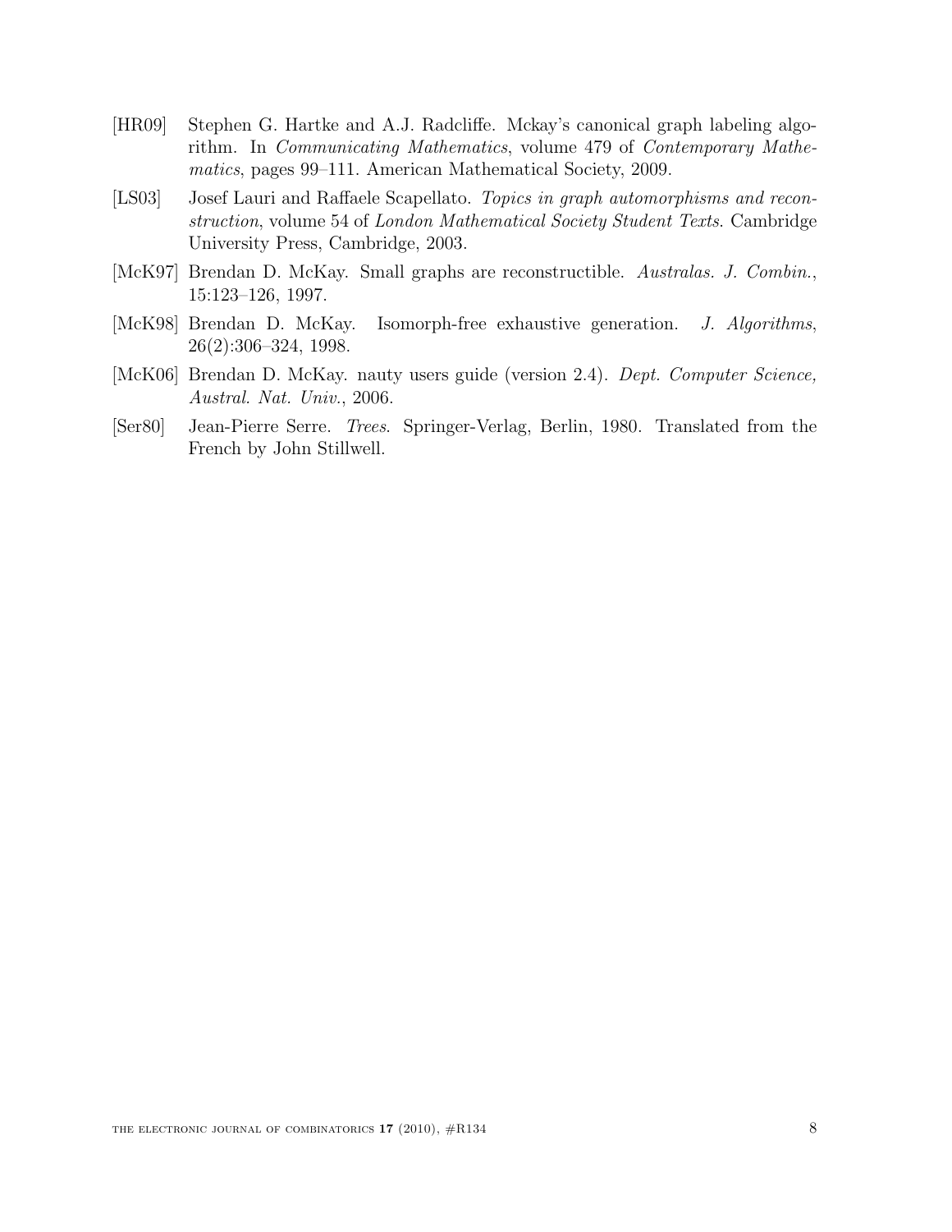[HR09] Stephen G. Hartke and A.J. Radcliffe. Mckay's canonical graph labeling algorithm. In *Communicating Mathematics*, volume 479 of *Contemporary Mathematics*, pages 99–111. American Mathematical Society, 2009.

[LS03] Josef Lauri and Raffaele Scapellato. *Topics in graph automorphisms and reconstruction*, volume 54 of *London Mathematical Society Student Texts*. Cambridge University Press, Cambridge, 2003.

[McK97] Brendan D. McKay. Small graphs are reconstructible. *Australas. J. Combin.*, 15:123–126, 1997.

[McK98] Brendan D. McKay. Isomorph-free exhaustive generation. *J. Algorithms*, 26(2):306–324, 1998.

[McK06] Brendan D. McKay. nauty users guide (version 2.4). *Dept. Computer Science, Austral. Nat. Univ.*, 2006.

[Ser80] Jean-Pierre Serre. *Trees*. Springer-Verlag, Berlin, 1980. Translated from the French by John Stillwell.